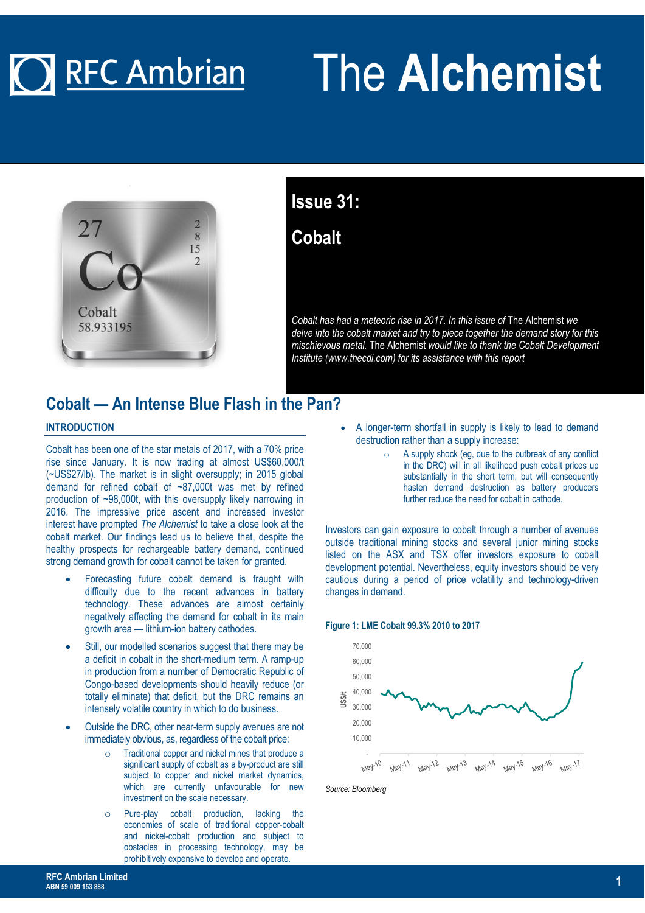# The Alchemist

## Issue 31:

## Cobalt

*Cobalt has had a meteoric rise in 2017. In this issue of* The Alchemist *we delve into the cobalt market and try to piece together the demand story for this mischievous metal.* The Alchemist *would like to thank the Cobalt Development Institute (www.thecdi.com) for its assistance with this report*

## Cobalt — An Intense Blue Flash in the Pan?

### INTRODUCTION

Cobalt has been one of the star metals of 2017, with a 70% price rise since January. It is now trading at almost US$60,000/t (~US$27/lb). The market is in slight oversupply; in 2015 global demand for refined cobalt of ~87,000t was met by refined production of ~98,000t, with this oversupply likely narrowing in 2016. The impressive price ascent and increased investor interest have prompted *The Alchemist* to take a close look at the cobalt market. Our findings lead us to believe that, despite the healthy prospects for rechargeable battery demand, continued strong demand growth for cobalt cannot be taken for granted.

- Forecasting future cobalt demand is fraught with difficulty due to the recent advances in battery technology. These advances are almost certainly negatively affecting the demand for cobalt in its main growth area — lithium-ion battery cathodes.
- Still, our modelled scenarios suggest that there may be a deficit in cobalt in the short-medium term. A ramp-up in production from a number of Democratic Republic of Congo-based developments should heavily reduce (or totally eliminate) that deficit, but the DRC remains an intensely volatile country in which to do business.
- Outside the DRC, other near-term supply avenues are not immediately obvious, as, regardless of the cobalt price:
  - Traditional copper and nickel mines that produce a significant supply of cobalt as a by-product are still subject to copper and nickel market dynamics, which are currently unfavourable for new investment on the scale necessary.
  - Pure-play cobalt production, lacking the economies of scale of traditional copper-cobalt and nickel-cobalt production and subject to obstacles in processing technology, may be prohibitively expensive to develop and operate.
- A longer-term shortfall in supply is likely to lead to demand destruction rather than a supply increase:
  - A supply shock (eg, due to the outbreak of any conflict in the DRC) will in all likelihood push cobalt prices up substantially in the short term, but will consequently hasten demand destruction as battery producers further reduce the need for cobalt in cathode.

Investors can gain exposure to cobalt through a number of avenues outside traditional mining stocks and several junior mining stocks listed on the ASX and TSX offer investors exposure to cobalt development potential. Nevertheless, equity investors should be very cautious during a period of price volatility and technology-driven changes in demand.

**Figure 1: LME Cobalt 99.3% 2010 to 2017**

Source: Bloomberg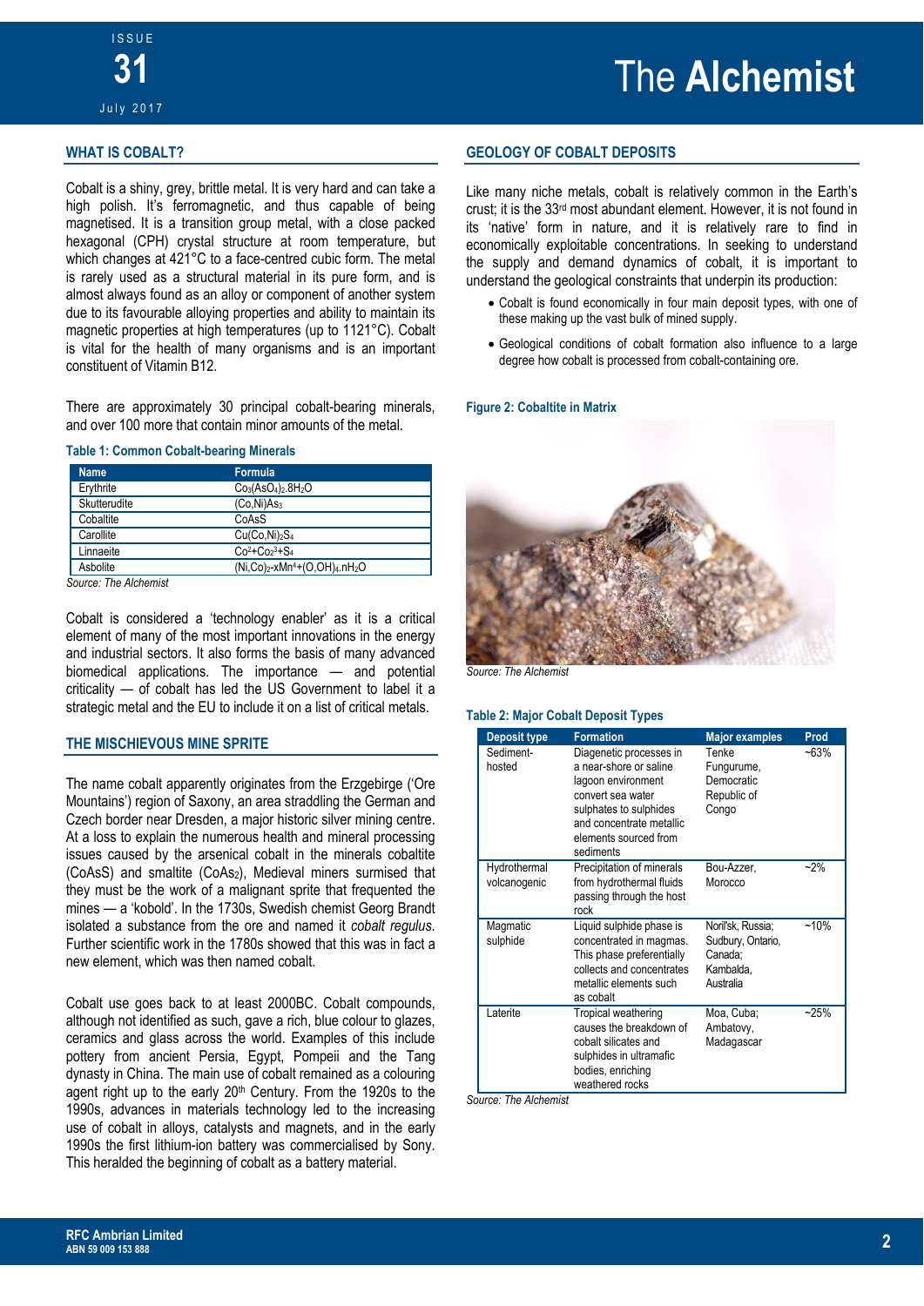## WHAT IS COBALT?

Cobalt is a shiny, grey, brittle metal. It is very hard and can take a high polish. It's ferromagnetic, and thus capable of being magnetised. It is a transition group metal, with a close packed hexagonal (CPH) crystal structure at room temperature, but which changes at 421°C to a face-centred cubic form. The metal is rarely used as a structural material in its pure form, and is almost always found as an alloy or component of another system due to its favourable alloying properties and ability to maintain its magnetic properties at high temperatures (up to 1121°C). Cobalt is vital for the health of many organisms and is an important constituent of Vitamin B12.

There are approximately 30 principal cobalt-bearing minerals, and over 100 more that contain minor amounts of the metal.

**Table 1: Common Cobalt-bearing Minerals**

| Name | Formula |
|---|---|
| Erythrite | $Co_3(AsO_4)_2.8H_2O$ |
| Skutterudite | $(Co,Ni)As_3$ |
| Cobaltite | $CoAsS$ |
| Carollite | $Cu(Co,Ni)_2S_4$ |
| Linnaeite | $Co^{2+}Co_2^{3+}S_4$ |
| Asbolite | $(Ni,Co)_2\text{-}xMn^{4+}(O,OH)_4.nH_2O$ |

*Source: The Alchemist*

Cobalt is considered a 'technology enabler' as it is a critical element of many of the most important innovations in the energy and industrial sectors. It also forms the basis of many advanced biomedical applications. The importance — and potential criticality — of cobalt has led the US Government to label it a strategic metal and the EU to include it on a list of critical metals.

## THE MISCHIEVOUS MINE SPRITE

The name cobalt apparently originates from the Erzgebirge ('Ore Mountains') region of Saxony, an area straddling the German and Czech border near Dresden, a major historic silver mining centre. At a loss to explain the numerous health and mineral processing issues caused by the arsenical cobalt in the minerals cobaltite ($CoAsS$) and smaltite ($CoAs_2$), Medieval miners surmised that they must be the work of a malignant sprite that frequented the mines — a 'kobold'. In the 1730s, Swedish chemist Georg Brandt isolated a substance from the ore and named it *cobalt regulus*. Further scientific work in the 1780s showed that this was in fact a new element, which was then named cobalt.

Cobalt use goes back to at least 2000BC. Cobalt compounds, although not identified as such, gave a rich, blue colour to glazes, ceramics and glass across the world. Examples of this include pottery from ancient Persia, Egypt, Pompeii and the Tang dynasty in China. The main use of cobalt remained as a colouring agent right up to the early 20th Century. From the 1920s to the 1990s, advances in materials technology led to the increasing use of cobalt in alloys, catalysts and magnets, and in the early 1990s the first lithium-ion battery was commercialised by Sony. This heralded the beginning of cobalt as a battery material.

## GEOLOGY OF COBALT DEPOSITS

Like many niche metals, cobalt is relatively common in the Earth's crust; it is the 33rd most abundant element. However, it is not found in its 'native' form in nature, and it is relatively rare to find in economically exploitable concentrations. In seeking to understand the supply and demand dynamics of cobalt, it is important to understand the geological constraints that underpin its production:

- Cobalt is found economically in four main deposit types, with one of these making up the vast bulk of mined supply.
- Geological conditions of cobalt formation also influence to a large degree how cobalt is processed from cobalt-containing ore.

**Figure 2: Cobaltite in Matrix**

*Source: The Alchemist*

**Table 2: Major Cobalt Deposit Types**

| Deposit type | Formation | Major examples | Prod |
|---|---|---|---|
| Sediment-hosted | Diagenetic processes in a near-shore or saline lagoon environment convert sea water sulphates to sulphides and concentrate metallic elements sourced from sediments | Tenke Fungurume, Democratic Republic of Congo | ~63% |
| Hydrothermal volcanogenic | Precipitation of minerals from hydrothermal fluids passing through the host rock | Bou-Azzer, Morocco | ~2% |
| Magmatic sulphide | Liquid sulphide phase is concentrated in magmas. This phase preferentially collects and concentrates metallic elements such as cobalt | Noril'sk, Russia; Sudbury, Ontario, Canada; Kambalda, Australia | ~10% |
| Laterite | Tropical weathering causes the breakdown of cobalt silicates and sulphides in ultramafic bodies, enriching weathered rocks | Moa, Cuba; Ambatovy, Madagascar | ~25% |

*Source: The Alchemist*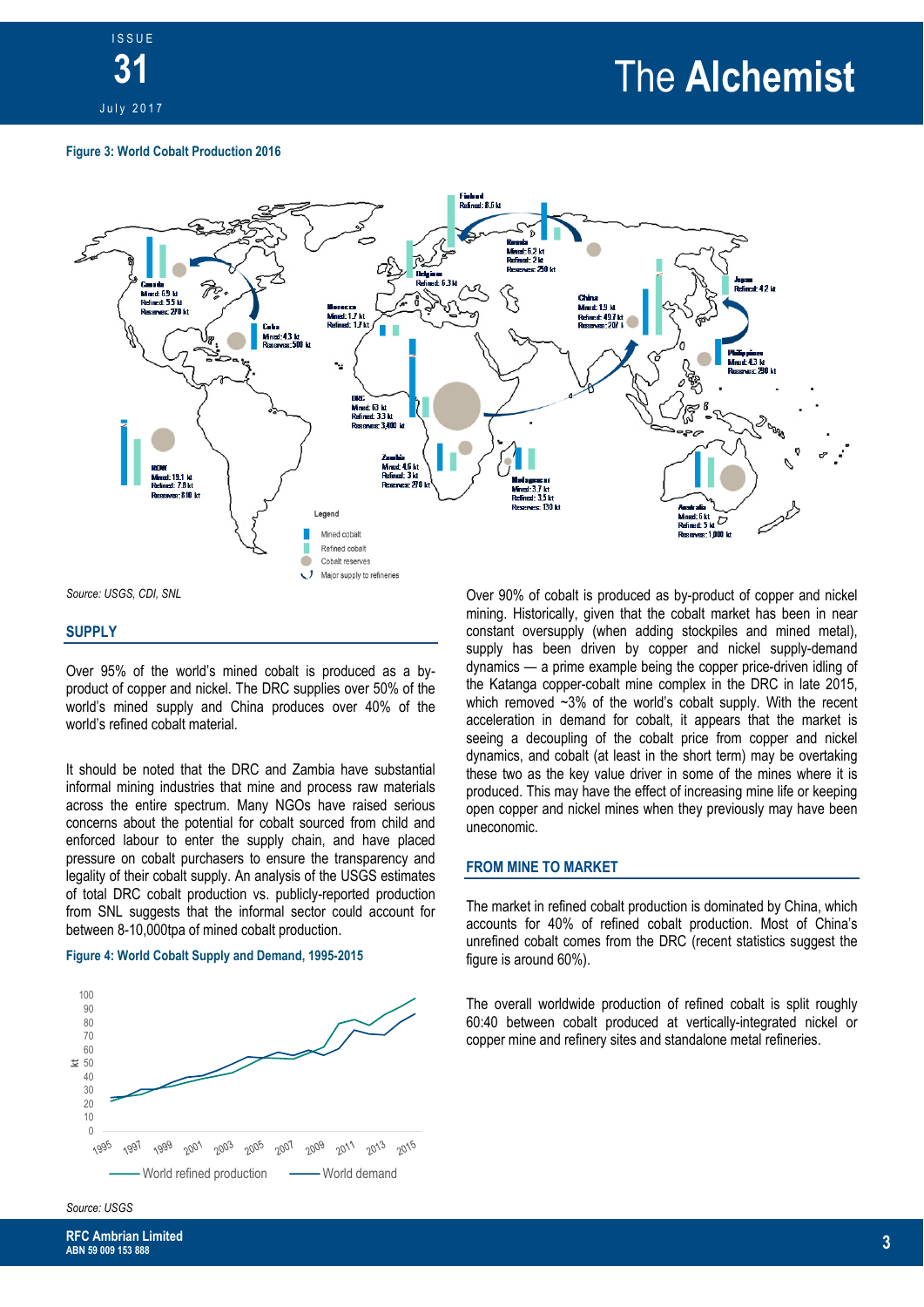**Figure 3: World Cobalt Production 2016**

*Source: USGS, CDI, SNL*

## SUPPLY

Over 95% of the world's mined cobalt is produced as a by-product of copper and nickel. The DRC supplies over 50% of the world's mined supply and China produces over 40% of the world's refined cobalt material.

It should be noted that the DRC and Zambia have substantial informal mining industries that mine and process raw materials across the entire spectrum. Many NGOs have raised serious concerns about the potential for cobalt sourced from child and enforced labour to enter the supply chain, and have placed pressure on cobalt purchasers to ensure the transparency and legality of their cobalt supply. An analysis of the USGS estimates of total DRC cobalt production vs. publicly-reported production from SNL suggests that the informal sector could account for between 8-10,000tpa of mined cobalt production.

**Figure 4: World Cobalt Supply and Demand, 1995-2015**

*Source: USGS*

Over 90% of cobalt is produced as by-product of copper and nickel mining. Historically, given that the cobalt market has been in near constant oversupply (when adding stockpiles and mined metal), supply has been driven by copper and nickel supply-demand dynamics — a prime example being the copper price-driven idling of the Katanga copper-cobalt mine complex in the DRC in late 2015, which removed ~3% of the world's cobalt supply. With the recent acceleration in demand for cobalt, it appears that the market is seeing a decoupling of the cobalt price from copper and nickel dynamics, and cobalt (at least in the short term) may be overtaking these two as the key value driver in some of the mines where it is produced. This may have the effect of increasing mine life or keeping open copper and nickel mines when they previously may have been uneconomic.

## FROM MINE TO MARKET

The market in refined cobalt production is dominated by China, which accounts for 40% of refined cobalt production. Most of China's unrefined cobalt comes from the DRC (recent statistics suggest the figure is around 60%).

The overall worldwide production of refined cobalt is split roughly 60:40 between cobalt produced at vertically-integrated nickel or copper mine and refinery sites and standalone metal refineries.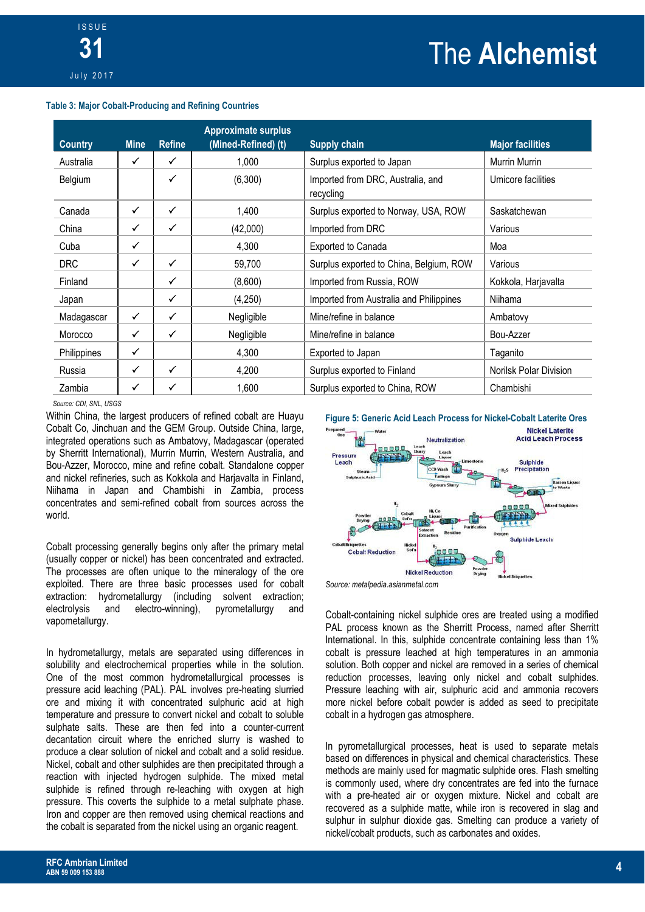**Table 3: Major Cobalt-Producing and Refining Countries**

| Country | Mine | Refine | Approximate surplus (Mined-Refined) (t) | Supply chain | Major facilities |
|---|---|---|---|---|---|
| Australia | ✓ | ✓ | 1,000 | Surplus exported to Japan | Murrin Murrin |
| Belgium | | ✓ | (6,300) | Imported from DRC, Australia, and recycling | Umicore facilities |
| Canada | ✓ | ✓ | 1,400 | Surplus exported to Norway, USA, ROW | Saskatchewan |
| China | ✓ | ✓ | (42,000) | Imported from DRC | Various |
| Cuba | ✓ | | 4,300 | Exported to Canada | Moa |
| DRC | ✓ | ✓ | 59,700 | Surplus exported to China, Belgium, ROW | Various |
| Finland | | ✓ | (8,600) | Imported from Russia, ROW | Kokkola, Harjavalta |
| Japan | | ✓ | (4,250) | Imported from Australia and Philippines | Niihama |
| Madagascar | ✓ | ✓ | Negligible | Mine/refine in balance | Ambatovy |
| Morocco | ✓ | ✓ | Negligible | Mine/refine in balance | Bou-Azzer |
| Philippines | ✓ | | 4,300 | Exported to Japan | Taganito |
| Russia | ✓ | ✓ | 4,200 | Surplus exported to Finland | Norilsk Polar Division |
| Zambia | ✓ | ✓ | 1,600 | Surplus exported to China, ROW | Chambishi |

*Source: CDI, SNL, USGS*

Within China, the largest producers of refined cobalt are Huayu Cobalt Co, Jinchuan and the GEM Group. Outside China, large, integrated operations such as Ambatovy, Madagascar (operated by Sherritt International), Murrin Murrin, Western Australia, and Bou-Azzer, Morocco, mine and refine cobalt. Standalone copper and nickel refineries, such as Kokkola and Harjavalta in Finland, Niihama in Japan and Chambishi in Zambia, process concentrates and semi-refined cobalt from sources across the world.

Cobalt processing generally begins only after the primary metal (usually copper or nickel) has been concentrated and extracted. The processes are often unique to the mineralogy of the ore exploited. There are three basic processes used for cobalt extraction: hydrometallurgy (including solvent extraction; electrolysis and electro-winning), pyrometallurgy and vapometallurgy.

In hydrometallurgy, metals are separated using differences in solubility and electrochemical properties while in the solution. One of the most common hydrometallurgical processes is pressure acid leaching (PAL). PAL involves pre-heating slurried ore and mixing it with concentrated sulphuric acid at high temperature and pressure to convert nickel and cobalt to soluble sulphate salts. These are then fed into a counter-current decantation circuit where the enriched slurry is washed to produce a clear solution of nickel and cobalt and a solid residue. Nickel, cobalt and other sulphides are then precipitated through a reaction with injected hydrogen sulphide. The mixed metal sulphide is refined through re-leaching with oxygen at high pressure. This coverts the sulphide to a metal sulphate phase. Iron and copper are then removed using chemical reactions and the cobalt is separated from the nickel using an organic reagent.

**Figure 5: Generic Acid Leach Process for Nickel-Cobalt Laterite Ores**

*Source: metalpedia.asianmetal.com*

Cobalt-containing nickel sulphide ores are treated using a modified PAL process known as the Sherritt Process, named after Sherritt International. In this, sulphide concentrate containing less than 1% cobalt is pressure leached at high temperatures in an ammonia solution. Both copper and nickel are removed in a series of chemical reduction processes, leaving only nickel and cobalt sulphides. Pressure leaching with air, sulphuric acid and ammonia recovers more nickel before cobalt powder is added as seed to precipitate cobalt in a hydrogen gas atmosphere.

In pyrometallurgical processes, heat is used to separate metals based on differences in physical and chemical characteristics. These methods are mainly used for magmatic sulphide ores. Flash smelting is commonly used, where dry concentrates are fed into the furnace with a pre-heated air or oxygen mixture. Nickel and cobalt are recovered as a sulphide matte, while iron is recovered in slag and sulphur in sulphur dioxide gas. Smelting can produce a variety of nickel/cobalt products, such as carbonates and oxides.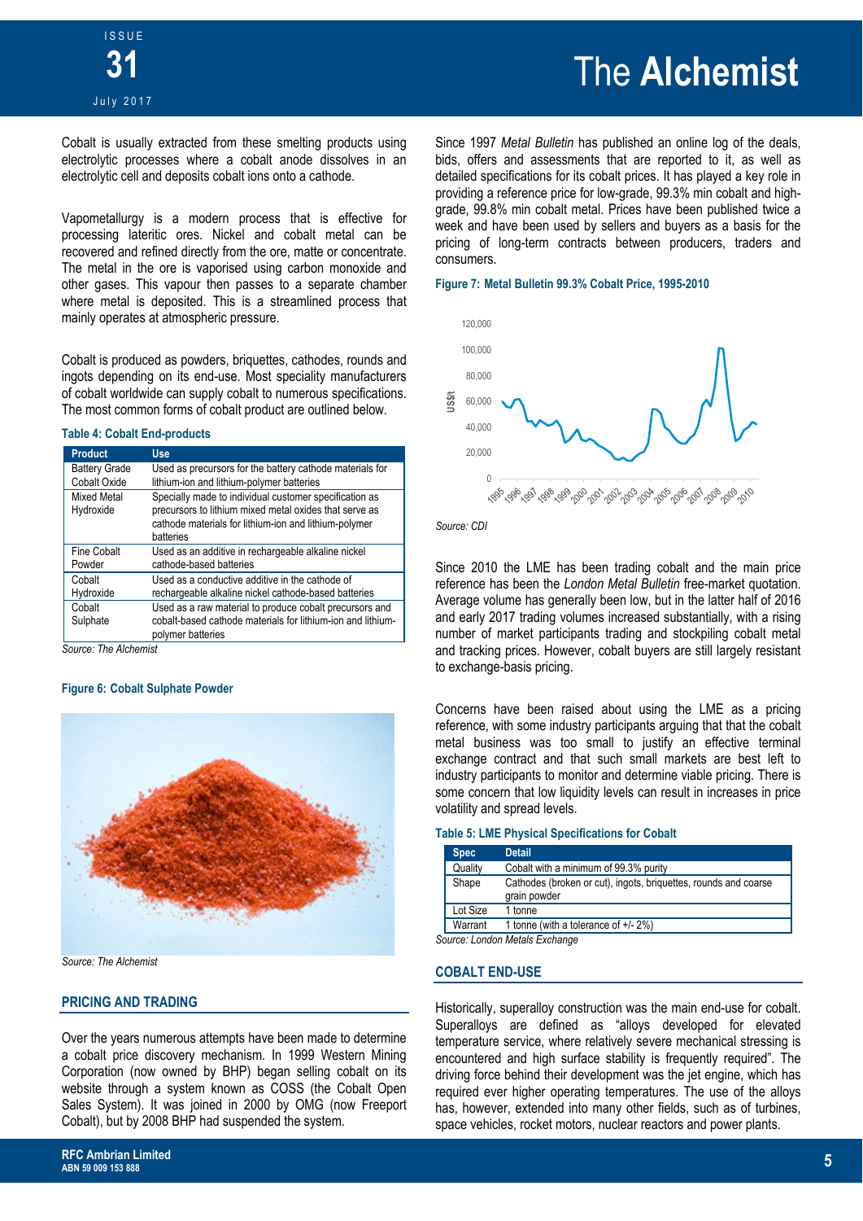Cobalt is usually extracted from these smelting products using electrolytic processes where a cobalt anode dissolves in an electrolytic cell and deposits cobalt ions onto a cathode.

Vapometallurgy is a modern process that is effective for processing lateritic ores. Nickel and cobalt metal can be recovered and refined directly from the ore, matte or concentrate. The metal in the ore is vaporised using carbon monoxide and other gases. This vapour then passes to a separate chamber where metal is deposited. This is a streamlined process that mainly operates at atmospheric pressure.

Cobalt is produced as powders, briquettes, cathodes, rounds and ingots depending on its end-use. Most speciality manufacturers of cobalt worldwide can supply cobalt to numerous specifications. The most common forms of cobalt product are outlined below.

**Table 4: Cobalt End-products**

| Product | Use |
|---|---|
| Battery Grade Cobalt Oxide | Used as precursors for the battery cathode materials for lithium-ion and lithium-polymer batteries |
| Mixed Metal Hydroxide | Specially made to individual customer specification as precursors to lithium mixed metal oxides that serve as cathode materials for lithium-ion and lithium-polymer batteries |
| Fine Cobalt Powder | Used as an additive in rechargeable alkaline nickel cathode-based batteries |
| Cobalt Hydroxide | Used as a conductive additive in the cathode of rechargeable alkaline nickel cathode-based batteries |
| Cobalt Sulphate | Used as a raw material to produce cobalt precursors and cobalt-based cathode materials for lithium-ion and lithium-polymer batteries |

*Source: The Alchemist*

**Figure 6: Cobalt Sulphate Powder**

*Source: The Alchemist*

## PRICING AND TRADING

Over the years numerous attempts have been made to determine a cobalt price discovery mechanism. In 1999 Western Mining Corporation (now owned by BHP) began selling cobalt on its website through a system known as COSS (the Cobalt Open Sales System). It was joined in 2000 by OMG (now Freeport Cobalt), but by 2008 BHP had suspended the system.

Since 1997 *Metal Bulletin* has published an online log of the deals, bids, offers and assessments that are reported to it, as well as detailed specifications for its cobalt prices. It has played a key role in providing a reference price for low-grade, 99.3% min cobalt and high-grade, 99.8% min cobalt metal. Prices have been published twice a week and have been used by sellers and buyers as a basis for the pricing of long-term contracts between producers, traders and consumers.

**Figure 7: Metal Bulletin 99.3% Cobalt Price, 1995-2010**

*Source: CDI*

Since 2010 the LME has been trading cobalt and the main price reference has been the *London Metal Bulletin* free-market quotation. Average volume has generally been low, but in the latter half of 2016 and early 2017 trading volumes increased substantially, with a rising number of market participants trading and stockpiling cobalt metal and tracking prices. However, cobalt buyers are still largely resistant to exchange-basis pricing.

Concerns have been raised about using the LME as a pricing reference, with some industry participants arguing that that the cobalt metal business was too small to justify an effective terminal exchange contract and that such small markets are best left to industry participants to monitor and determine viable pricing. There is some concern that low liquidity levels can result in increases in price volatility and spread levels.

**Table 5: LME Physical Specifications for Cobalt**

| Spec | Detail |
|---|---|
| Quality | Cobalt with a minimum of 99.3% purity |
| Shape | Cathodes (broken or cut), ingots, briquettes, rounds and coarse grain powder |
| Lot Size | 1 tonne |
| Warrant | 1 tonne (with a tolerance of +/- 2%) |

*Source: London Metals Exchange*

## COBALT END-USE

Historically, superalloy construction was the main end-use for cobalt. Superalloys are defined as "alloys developed for elevated temperature service, where relatively severe mechanical stressing is encountered and high surface stability is frequently required". The driving force behind their development was the jet engine, which has required ever higher operating temperatures. The use of the alloys has, however, extended into many other fields, such as of turbines, space vehicles, rocket motors, nuclear reactors and power plants.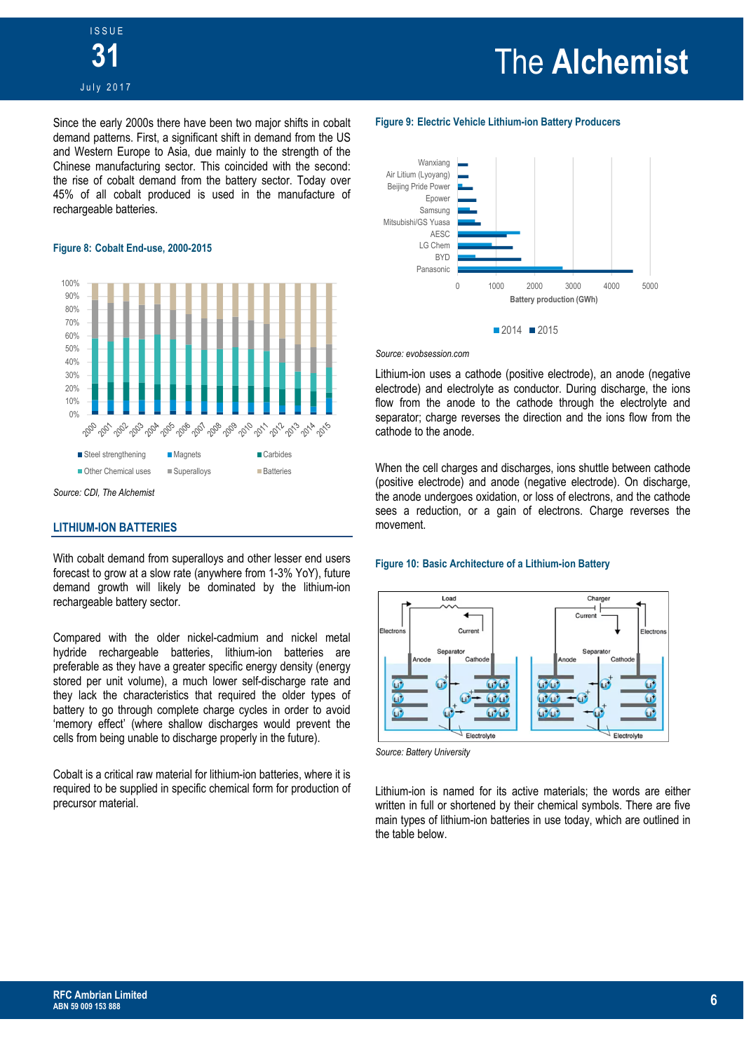Since the early 2000s there have been two major shifts in cobalt demand patterns. First, a significant shift in demand from the US and Western Europe to Asia, due mainly to the strength of the Chinese manufacturing sector. This coincided with the second: the rise of cobalt demand from the battery sector. Today over 45% of all cobalt produced is used in the manufacture of rechargeable batteries.

**Figure 8: Cobalt End-use, 2000-2015**

*Source: CDI, The Alchemist*

## LITHIUM-ION BATTERIES

With cobalt demand from superalloys and other lesser end users forecast to grow at a slow rate (anywhere from 1-3% YoY), future demand growth will likely be dominated by the lithium-ion rechargeable battery sector.

Compared with the older nickel-cadmium and nickel metal hydride rechargeable batteries, lithium-ion batteries are preferable as they have a greater specific energy density (energy stored per unit volume), a much lower self-discharge rate and they lack the characteristics that required the older types of battery to go through complete charge cycles in order to avoid 'memory effect' (where shallow discharges would prevent the cells from being unable to discharge properly in the future).

Cobalt is a critical raw material for lithium-ion batteries, where it is required to be supplied in specific chemical form for production of precursor material.

**Figure 9: Electric Vehicle Lithium-ion Battery Producers**

*Source: evobsession.com*

Lithium-ion uses a cathode (positive electrode), an anode (negative electrode) and electrolyte as conductor. During discharge, the ions flow from the anode to the cathode through the electrolyte and separator; charge reverses the direction and the ions flow from the cathode to the anode.

When the cell charges and discharges, ions shuttle between cathode (positive electrode) and anode (negative electrode). On discharge, the anode undergoes oxidation, or loss of electrons, and the cathode sees a reduction, or a gain of electrons. Charge reverses the movement.

**Figure 10: Basic Architecture of a Lithium-ion Battery**

*Source: Battery University*

Lithium-ion is named for its active materials; the words are either written in full or shortened by their chemical symbols. There are five main types of lithium-ion batteries in use today, which are outlined in the table below.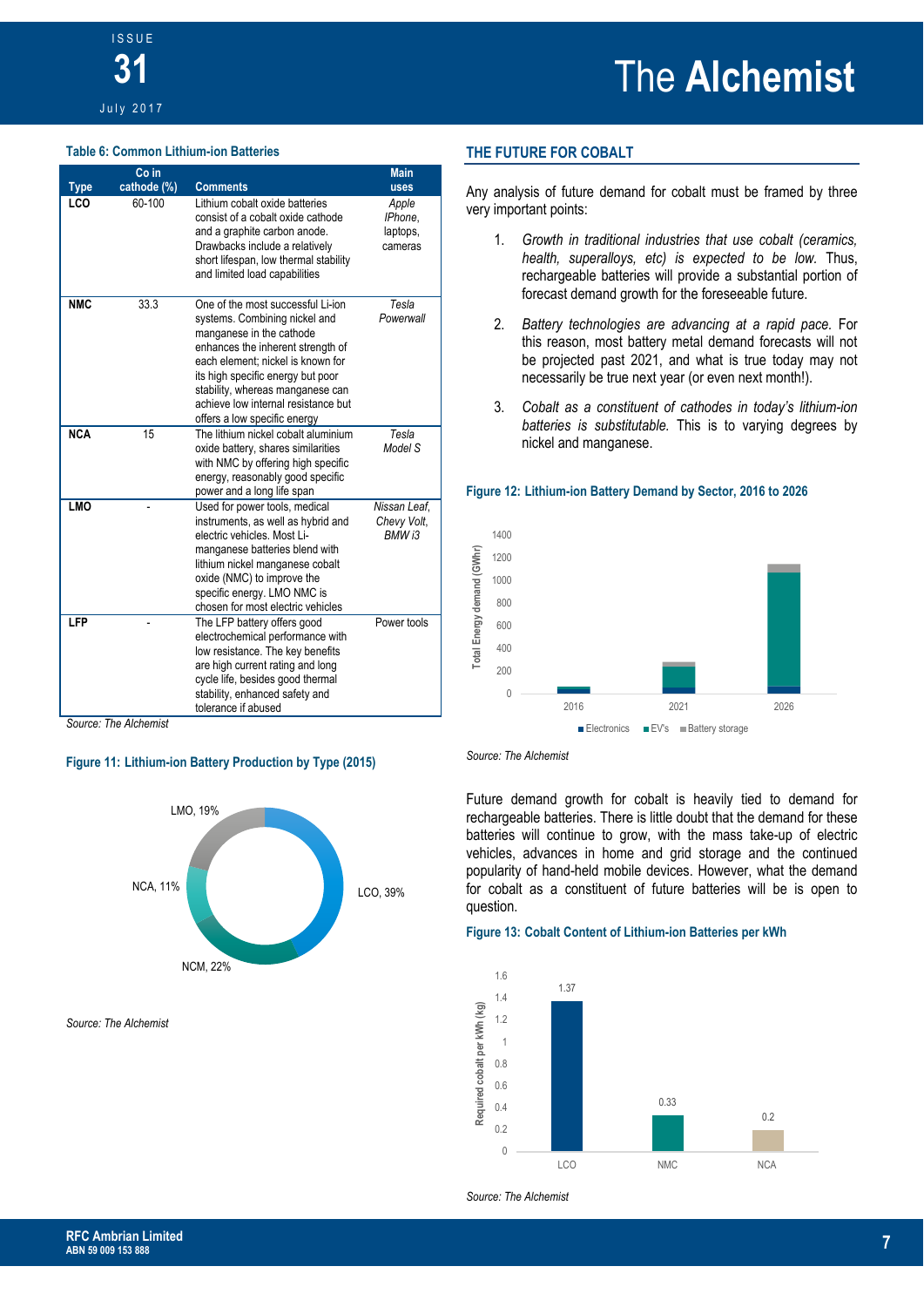**Table 6: Common Lithium-ion Batteries**

| Type | Co in cathode (%) | Comments | Main uses |
|---|---|---|---|
| LCO | 60-100 | Lithium cobalt oxide batteries consist of a cobalt oxide cathode and a graphite carbon anode. Drawbacks include a relatively short lifespan, low thermal stability and limited load capabilities | *Apple IPhone,* laptops, cameras |
| NMC | 33.3 | One of the most successful Li-ion systems. Combining nickel and manganese in the cathode enhances the inherent strength of each element; nickel is known for its high specific energy but poor stability, whereas manganese can achieve low internal resistance but offers a low specific energy | *Tesla Powerwall* |
| NCA | 15 | The lithium nickel cobalt aluminium oxide battery, shares similarities with NMC by offering high specific energy, reasonably good specific power and a long life span | *Tesla Model S* |
| LMO | - | Used for power tools, medical instruments, as well as hybrid and electric vehicles. Most Li-manganese batteries blend with lithium nickel manganese cobalt oxide (NMC) to improve the specific energy. LMO NMC is chosen for most electric vehicles | *Nissan Leaf, Chevy Volt, BMW i3* |
| LFP | - | The LFP battery offers good electrochemical performance with low resistance. The key benefits are high current rating and long cycle life, besides good thermal stability, enhanced safety and tolerance if abused | Power tools |

*Source: The Alchemist*

**Figure 11: Lithium-ion Battery Production by Type (2015)**

LMO, 19%; LCO, 39%; NCM, 22%; NCA, 11%

*Source: The Alchemist*

## THE FUTURE FOR COBALT

Any analysis of future demand for cobalt must be framed by three very important points:

1. *Growth in traditional industries that use cobalt (ceramics, health, superalloys, etc) is expected to be low.* Thus, rechargeable batteries will provide a substantial portion of forecast demand growth for the foreseeable future.
2. *Battery technologies are advancing at a rapid pace.* For this reason, most battery metal demand forecasts will not be projected past 2021, and what is true today may not necessarily be true next year (or even next month!).
3. *Cobalt as a constituent of cathodes in today's lithium-ion batteries is substitutable.* This is to varying degrees by nickel and manganese.

**Figure 12: Lithium-ion Battery Demand by Sector, 2016 to 2026**

Total Energy demand (GWhr) for 2016, 2021 and 2026 by Electronics, EV's and Battery storage.

*Source: The Alchemist*

Future demand growth for cobalt is heavily tied to demand for rechargeable batteries. There is little doubt that the demand for these batteries will continue to grow, with the mass take-up of electric vehicles, advances in home and grid storage and the continued popularity of hand-held mobile devices. However, what the demand for cobalt as a constituent of future batteries will be is open to question.

**Figure 13: Cobalt Content of Lithium-ion Batteries per kWh**

| | Required cobalt per kWh (kg) |
|---|---|
| LCO | 1.37 |
| NMC | 0.33 |
| NCA | 0.2 |

*Source: The Alchemist*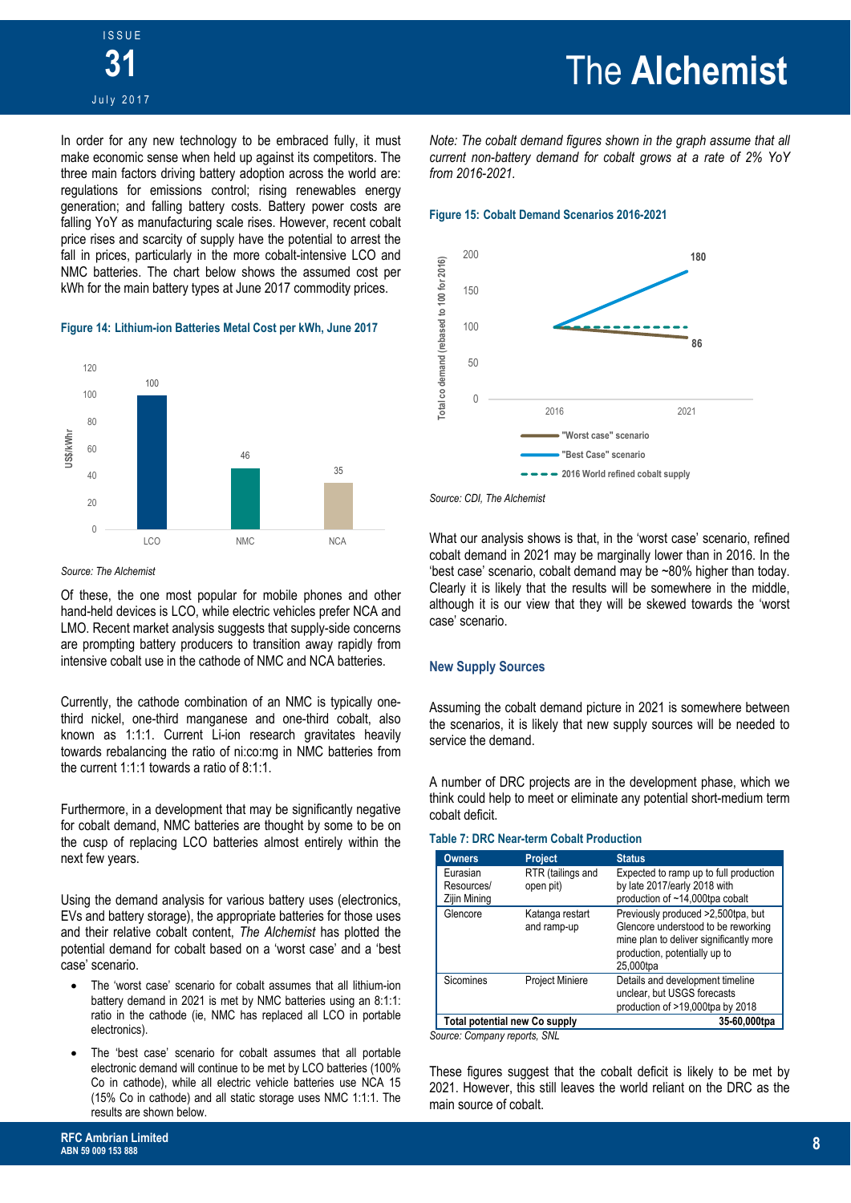In order for any new technology to be embraced fully, it must make economic sense when held up against its competitors. The three main factors driving battery adoption across the world are: regulations for emissions control; rising renewables energy generation; and falling battery costs. Battery power costs are falling YoY as manufacturing scale rises. However, recent cobalt price rises and scarcity of supply have the potential to arrest the fall in prices, particularly in the more cobalt-intensive LCO and NMC batteries. The chart below shows the assumed cost per kWh for the main battery types at June 2017 commodity prices.

**Figure 14: Lithium-ion Batteries Metal Cost per kWh, June 2017**

| Battery | US$/kWhr |
|---|---|
| LCO | 100 |
| NMC | 46 |
| NCA | 35 |

*Source: The Alchemist*

Of these, the one most popular for mobile phones and other hand-held devices is LCO, while electric vehicles prefer NCA and LMO. Recent market analysis suggests that supply-side concerns are prompting battery producers to transition away rapidly from intensive cobalt use in the cathode of NMC and NCA batteries.

Currently, the cathode combination of an NMC is typically one-third nickel, one-third manganese and one-third cobalt, also known as 1:1:1. Current Li-ion research gravitates heavily towards rebalancing the ratio of ni:co:mg in NMC batteries from the current 1:1:1 towards a ratio of 8:1:1.

Furthermore, in a development that may be significantly negative for cobalt demand, NMC batteries are thought by some to be on the cusp of replacing LCO batteries almost entirely within the next few years.

Using the demand analysis for various battery uses (electronics, EVs and battery storage), the appropriate batteries for those uses and their relative cobalt content, *The Alchemist* has plotted the potential demand for cobalt based on a 'worst case' and a 'best case' scenario.

- The 'worst case' scenario for cobalt assumes that all lithium-ion battery demand in 2021 is met by NMC batteries using an 8:1:1: ratio in the cathode (ie, NMC has replaced all LCO in portable electronics).
- The 'best case' scenario for cobalt assumes that all portable electronic demand will continue to be met by LCO batteries (100% Co in cathode), while all electric vehicle batteries use NCA 15 (15% Co in cathode) and all static storage uses NMC 1:1:1. The results are shown below.

*Note: The cobalt demand figures shown in the graph assume that all current non-battery demand for cobalt grows at a rate of 2% YoY from 2016-2021.*

**Figure 15: Cobalt Demand Scenarios 2016-2021**

Total co demand (rebased to 100 for 2016)

| Scenario | 2016 | 2021 |
|---|---|---|
| "Worst case" scenario | 100 | 86 |
| "Best Case" scenario | 100 | 180 |
| 2016 World refined cobalt supply | 100 | 100 |

*Source: CDI, The Alchemist*

What our analysis shows is that, in the 'worst case' scenario, refined cobalt demand in 2021 may be marginally lower than in 2016. In the 'best case' scenario, cobalt demand may be ~80% higher than today. Clearly it is likely that the results will be somewhere in the middle, although it is our view that they will be skewed towards the 'worst case' scenario.

## New Supply Sources

Assuming the cobalt demand picture in 2021 is somewhere between the scenarios, it is likely that new supply sources will be needed to service the demand.

A number of DRC projects are in the development phase, which we think could help to meet or eliminate any potential short-medium term cobalt deficit.

**Table 7: DRC Near-term Cobalt Production**

| Owners | Project | Status |
|---|---|---|
| Eurasian Resources/ Zijin Mining | RTR (tailings and open pit) | Expected to ramp up to full production by late 2017/early 2018 with production of ~14,000tpa cobalt |
| Glencore | Katanga restart and ramp-up | Previously produced >2,500tpa, but Glencore understood to be reworking mine plan to deliver significantly more production, potentially up to 25,000tpa |
| Sicomines | Project Miniere | Details and development timeline unclear, but USGS forecasts production of >19,000tpa by 2018 |
| **Total potential new Co supply** | | **35-60,000tpa** |

*Source: Company reports, SNL*

These figures suggest that the cobalt deficit is likely to be met by 2021. However, this still leaves the world reliant on the DRC as the main source of cobalt.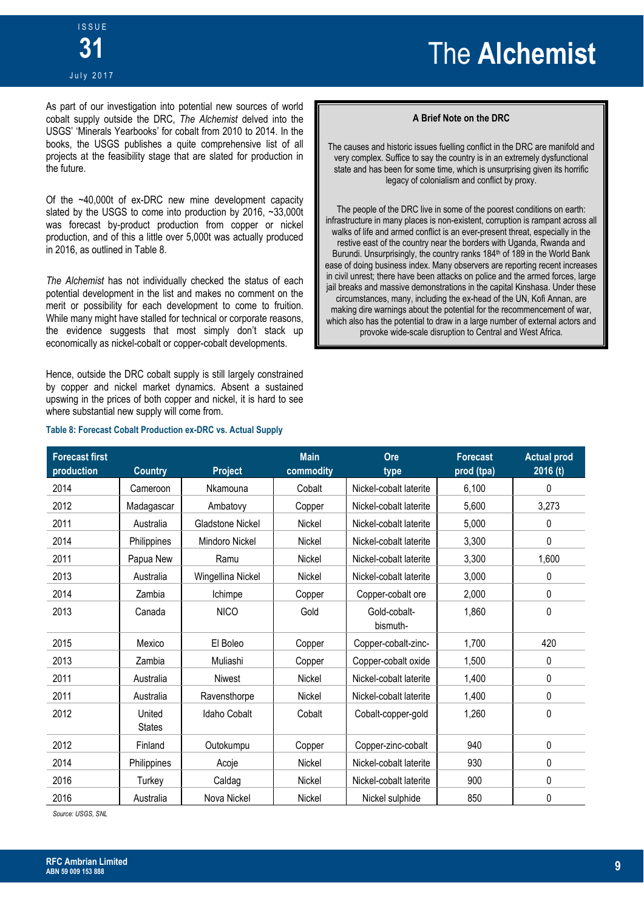As part of our investigation into potential new sources of world cobalt supply outside the DRC, *The Alchemist* delved into the USGS' 'Minerals Yearbooks' for cobalt from 2010 to 2014. In the books, the USGS publishes a quite comprehensive list of all projects at the feasibility stage that are slated for production in the future.

Of the ~40,000t of ex-DRC new mine development capacity slated by the USGS to come into production by 2016, ~33,000t was forecast by-product production from copper or nickel production, and of this a little over 5,000t was actually produced in 2016, as outlined in Table 8.

*The Alchemist* has not individually checked the status of each potential development in the list and makes no comment on the merit or possibility for each development to come to fruition. While many might have stalled for technical or corporate reasons, the evidence suggests that most simply don't stack up economically as nickel-cobalt or copper-cobalt developments.

Hence, outside the DRC cobalt supply is still largely constrained by copper and nickel market dynamics. Absent a sustained upswing in the prices of both copper and nickel, it is hard to see where substantial new supply will come from.

**A Brief Note on the DRC**

The causes and historic issues fuelling conflict in the DRC are manifold and very complex. Suffice to say the country is in an extremely dysfunctional state and has been for some time, which is unsurprising given its horrific legacy of colonialism and conflict by proxy.

The people of the DRC live in some of the poorest conditions on earth: infrastructure in many places is non-existent, corruption is rampant across all walks of life and armed conflict is an ever-present threat, especially in the restive east of the country near the borders with Uganda, Rwanda and Burundi. Unsurprisingly, the country ranks 184th of 189 in the World Bank ease of doing business index. Many observers are reporting recent increases in civil unrest; there have been attacks on police and the armed forces, large jail breaks and massive demonstrations in the capital Kinshasa. Under these circumstances, many, including the ex-head of the UN, Kofi Annan, are making dire warnings about the potential for the recommencement of war, which also has the potential to draw in a large number of external actors and provoke wide-scale disruption to Central and West Africa.

**Table 8: Forecast Cobalt Production ex-DRC vs. Actual Supply**

| Forecast first production | Country | Project | Main commodity | Ore type | Forecast prod (tpa) | Actual prod 2016 (t) |
|---|---|---|---|---|---|---|
| 2014 | Cameroon | Nkamouna | Cobalt | Nickel-cobalt laterite | 6,100 | 0 |
| 2012 | Madagascar | Ambatovy | Copper | Nickel-cobalt laterite | 5,600 | 3,273 |
| 2011 | Australia | Gladstone Nickel | Nickel | Nickel-cobalt laterite | 5,000 | 0 |
| 2014 | Philippines | Mindoro Nickel | Nickel | Nickel-cobalt laterite | 3,300 | 0 |
| 2011 | Papua New | Ramu | Nickel | Nickel-cobalt laterite | 3,300 | 1,600 |
| 2013 | Australia | Wingellina Nickel | Nickel | Nickel-cobalt laterite | 3,000 | 0 |
| 2014 | Zambia | Ichimpe | Copper | Copper-cobalt ore | 2,000 | 0 |
| 2013 | Canada | NICO | Gold | Gold-cobalt-bismuth- | 1,860 | 0 |
| 2015 | Mexico | El Boleo | Copper | Copper-cobalt-zinc- | 1,700 | 420 |
| 2013 | Zambia | Muliashi | Copper | Copper-cobalt oxide | 1,500 | 0 |
| 2011 | Australia | Niwest | Nickel | Nickel-cobalt laterite | 1,400 | 0 |
| 2011 | Australia | Ravensthorpe | Nickel | Nickel-cobalt laterite | 1,400 | 0 |
| 2012 | United States | Idaho Cobalt | Cobalt | Cobalt-copper-gold | 1,260 | 0 |
| 2012 | Finland | Outokumpu | Copper | Copper-zinc-cobalt | 940 | 0 |
| 2014 | Philippines | Acoje | Nickel | Nickel-cobalt laterite | 930 | 0 |
| 2016 | Turkey | Caldag | Nickel | Nickel-cobalt laterite | 900 | 0 |
| 2016 | Australia | Nova Nickel | Nickel | Nickel sulphide | 850 | 0 |

*Source: USGS, SNL*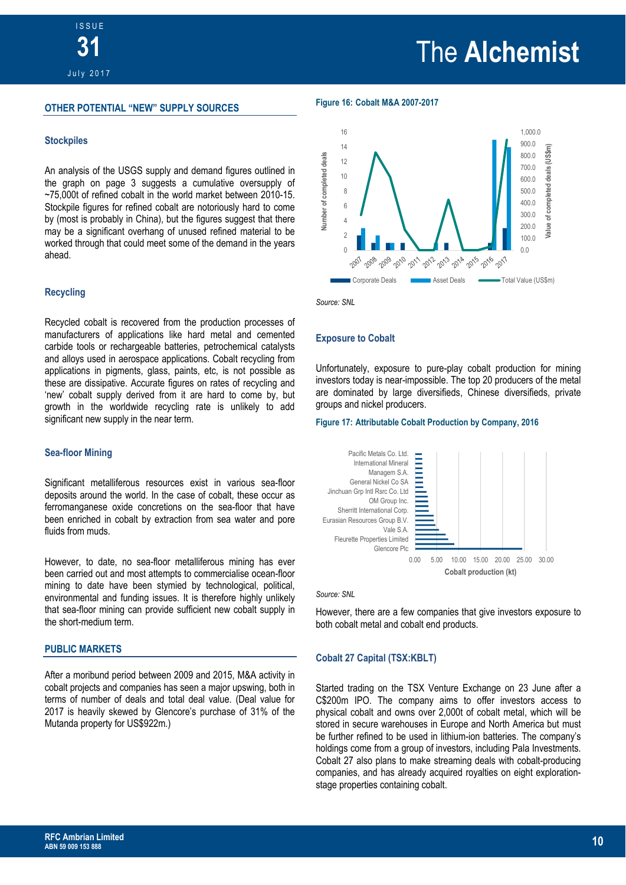## OTHER POTENTIAL "NEW" SUPPLY SOURCES

### Stockpiles

An analysis of the USGS supply and demand figures outlined in the graph on page 3 suggests a cumulative oversupply of ~75,000t of refined cobalt in the world market between 2010-15. Stockpile figures for refined cobalt are notoriously hard to come by (most is probably in China), but the figures suggest that there may be a significant overhang of unused refined material to be worked through that could meet some of the demand in the years ahead.

### Recycling

Recycled cobalt is recovered from the production processes of manufacturers of applications like hard metal and cemented carbide tools or rechargeable batteries, petrochemical catalysts and alloys used in aerospace applications. Cobalt recycling from applications in pigments, glass, paints, etc, is not possible as these are dissipative. Accurate figures on rates of recycling and 'new' cobalt supply derived from it are hard to come by, but growth in the worldwide recycling rate is unlikely to add significant new supply in the near term.

### Sea-floor Mining

Significant metalliferous resources exist in various sea-floor deposits around the world. In the case of cobalt, these occur as ferromanganese oxide concretions on the sea-floor that have been enriched in cobalt by extraction from sea water and pore fluids from muds.

However, to date, no sea-floor metalliferous mining has ever been carried out and most attempts to commercialise ocean-floor mining to date have been stymied by technological, political, environmental and funding issues. It is therefore highly unlikely that sea-floor mining can provide sufficient new cobalt supply in the short-medium term.

## PUBLIC MARKETS

After a moribund period between 2009 and 2015, M&A activity in cobalt projects and companies has seen a major upswing, both in terms of number of deals and total deal value. (Deal value for 2017 is heavily skewed by Glencore's purchase of 31% of the Mutanda property for US$922m.)

**Figure 16: Cobalt M&A 2007-2017**

*Source: SNL*

### Exposure to Cobalt

Unfortunately, exposure to pure-play cobalt production for mining investors today is near-impossible. The top 20 producers of the metal are dominated by large diversifieds, Chinese diversifieds, private groups and nickel producers.

**Figure 17: Attributable Cobalt Production by Company, 2016**

*Source: SNL*

However, there are a few companies that give investors exposure to both cobalt metal and cobalt end products.

### Cobalt 27 Capital (TSX:KBLT)

Started trading on the TSX Venture Exchange on 23 June after a C$200m IPO. The company aims to offer investors access to physical cobalt and owns over 2,000t of cobalt metal, which will be stored in secure warehouses in Europe and North America but must be further refined to be used in lithium-ion batteries. The company's holdings come from a group of investors, including Pala Investments. Cobalt 27 also plans to make streaming deals with cobalt-producing companies, and has already acquired royalties on eight exploration-stage properties containing cobalt.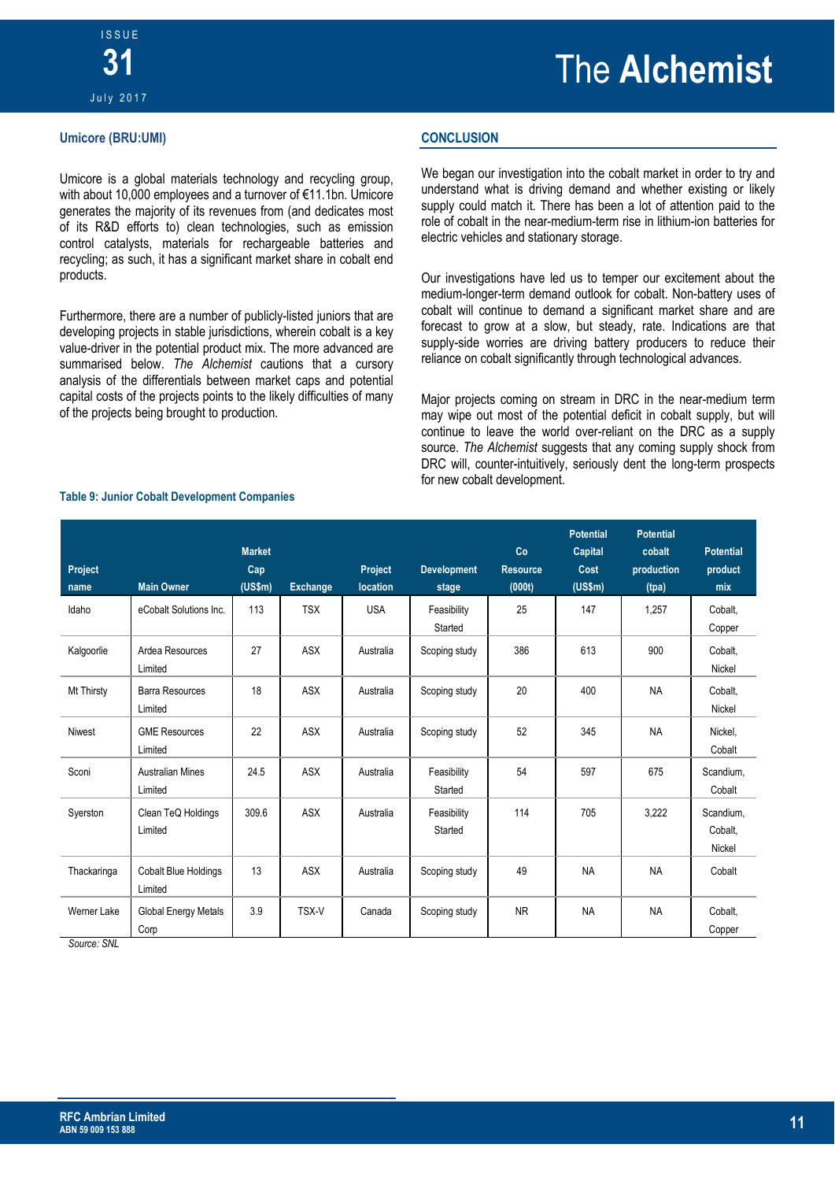### Umicore (BRU:UMI)

Umicore is a global materials technology and recycling group, with about 10,000 employees and a turnover of €11.1bn. Umicore generates the majority of its revenues from (and dedicates most of its R&D efforts to) clean technologies, such as emission control catalysts, materials for rechargeable batteries and recycling; as such, it has a significant market share in cobalt end products.

Furthermore, there are a number of publicly-listed juniors that are developing projects in stable jurisdictions, wherein cobalt is a key value-driver in the potential product mix. The more advanced are summarised below. *The Alchemist* cautions that a cursory analysis of the differentials between market caps and potential capital costs of the projects points to the likely difficulties of many of the projects being brought to production.

## CONCLUSION

We began our investigation into the cobalt market in order to try and understand what is driving demand and whether existing or likely supply could match it. There has been a lot of attention paid to the role of cobalt in the near-medium-term rise in lithium-ion batteries for electric vehicles and stationary storage.

Our investigations have led us to temper our excitement about the medium-longer-term demand outlook for cobalt. Non-battery uses of cobalt will continue to demand a significant market share and are forecast to grow at a slow, but steady, rate. Indications are that supply-side worries are driving battery producers to reduce their reliance on cobalt significantly through technological advances.

Major projects coming on stream in DRC in the near-medium term may wipe out most of the potential deficit in cobalt supply, but will continue to leave the world over-reliant on the DRC as a supply source. *The Alchemist* suggests that any coming supply shock from DRC will, counter-intuitively, seriously dent the long-term prospects for new cobalt development.

**Table 9: Junior Cobalt Development Companies**

| Project name | Main Owner | Market Cap (US$m) | Exchange | Project location | Development stage | Co Resource (000t) | Potential Capital Cost (US$m) | Potential cobalt production (tpa) | Potential product mix |
|---|---|---|---|---|---|---|---|---|---|
| Idaho | eCobalt Solutions Inc. | 113 | TSX | USA | Feasibility Started | 25 | 147 | 1,257 | Cobalt, Copper |
| Kalgoorlie | Ardea Resources Limited | 27 | ASX | Australia | Scoping study | 386 | 613 | 900 | Cobalt, Nickel |
| Mt Thirsty | Barra Resources Limited | 18 | ASX | Australia | Scoping study | 20 | 400 | NA | Cobalt, Nickel |
| Niwest | GME Resources Limited | 22 | ASX | Australia | Scoping study | 52 | 345 | NA | Nickel, Cobalt |
| Sconi | Australian Mines Limited | 24.5 | ASX | Australia | Feasibility Started | 54 | 597 | 675 | Scandium, Cobalt |
| Syerston | Clean TeQ Holdings Limited | 309.6 | ASX | Australia | Feasibility Started | 114 | 705 | 3,222 | Scandium, Cobalt, Nickel |
| Thackaringa | Cobalt Blue Holdings Limited | 13 | ASX | Australia | Scoping study | 49 | NA | NA | Cobalt |
| Werner Lake | Global Energy Metals Corp | 3.9 | TSX-V | Canada | Scoping study | NR | NA | NA | Cobalt, Copper |

*Source: SNL*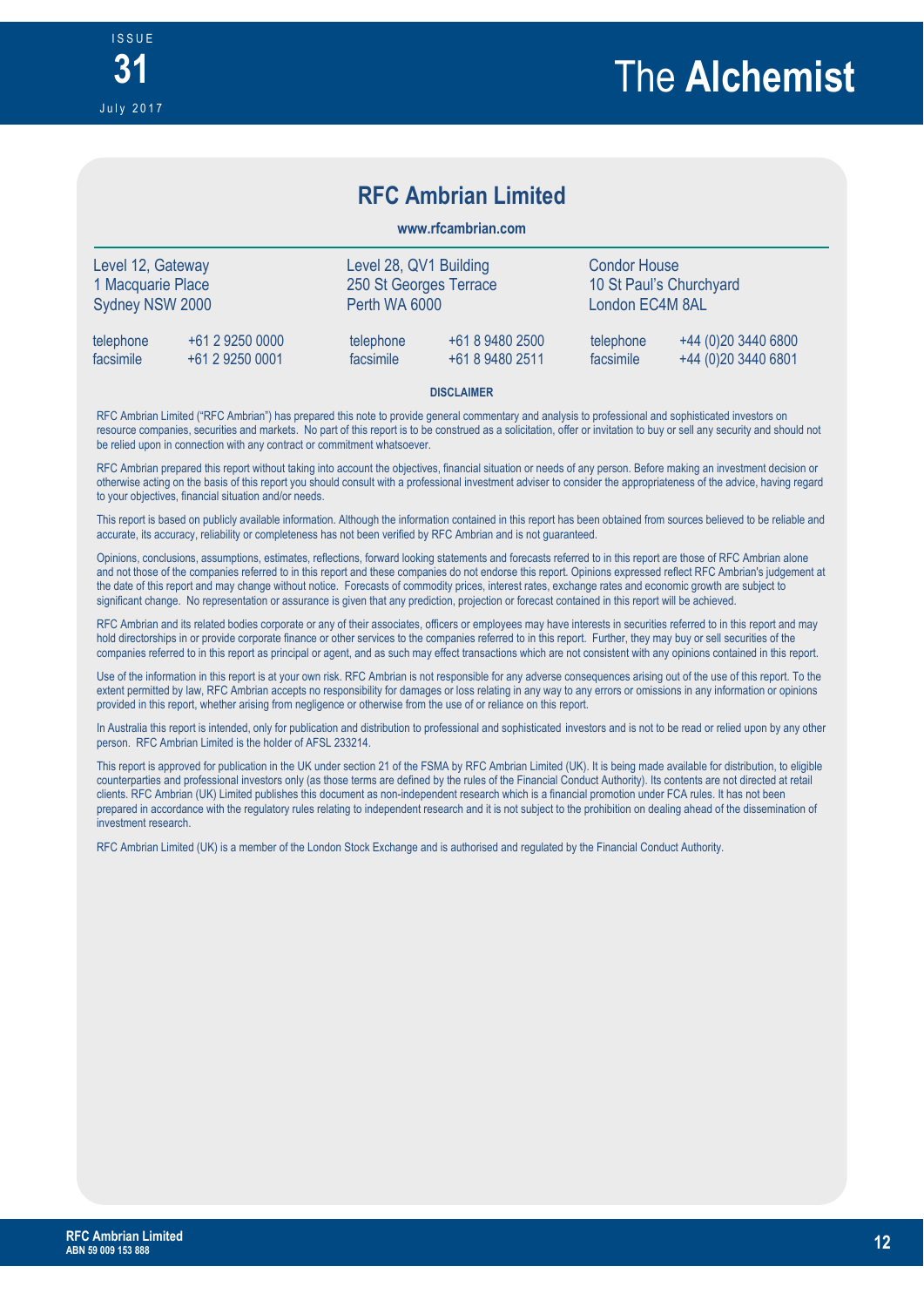## RFC Ambrian Limited

**www.rfcambrian.com**

| | | | | | |
|---|---|---|---|---|---|
| Level 12, Gateway<br>1 Macquarie Place<br>Sydney NSW 2000 | | Level 28, QV1 Building<br>250 St Georges Terrace<br>Perth WA 6000 | | Condor House<br>10 St Paul's Churchyard<br>London EC4M 8AL | |
| telephone | +61 2 9250 0000 | telephone | +61 8 9480 2500 | telephone | +44 (0)20 3440 6800 |
| facsimile | +61 2 9250 0001 | facsimile | +61 8 9480 2511 | facsimile | +44 (0)20 3440 6801 |

**DISCLAIMER**

RFC Ambrian Limited ("RFC Ambrian") has prepared this note to provide general commentary and analysis to professional and sophisticated investors on resource companies, securities and markets. No part of this report is to be construed as a solicitation, offer or invitation to buy or sell any security and should not be relied upon in connection with any contract or commitment whatsoever.

RFC Ambrian prepared this report without taking into account the objectives, financial situation or needs of any person. Before making an investment decision or otherwise acting on the basis of this report you should consult with a professional investment adviser to consider the appropriateness of the advice, having regard to your objectives, financial situation and/or needs.

This report is based on publicly available information. Although the information contained in this report has been obtained from sources believed to be reliable and accurate, its accuracy, reliability or completeness has not been verified by RFC Ambrian and is not guaranteed.

Opinions, conclusions, assumptions, estimates, reflections, forward looking statements and forecasts referred to in this report are those of RFC Ambrian alone and not those of the companies referred to in this report and these companies do not endorse this report. Opinions expressed reflect RFC Ambrian's judgement at the date of this report and may change without notice. Forecasts of commodity prices, interest rates, exchange rates and economic growth are subject to significant change. No representation or assurance is given that any prediction, projection or forecast contained in this report will be achieved.

RFC Ambrian and its related bodies corporate or any of their associates, officers or employees may have interests in securities referred to in this report and may hold directorships in or provide corporate finance or other services to the companies referred to in this report. Further, they may buy or sell securities of the companies referred to in this report as principal or agent, and as such may effect transactions which are not consistent with any opinions contained in this report.

Use of the information in this report is at your own risk. RFC Ambrian is not responsible for any adverse consequences arising out of the use of this report. To the extent permitted by law, RFC Ambrian accepts no responsibility for damages or loss relating in any way to any errors or omissions in any information or opinions provided in this report, whether arising from negligence or otherwise from the use of or reliance on this report.

In Australia this report is intended, only for publication and distribution to professional and sophisticated investors and is not to be read or relied upon by any other person. RFC Ambrian Limited is the holder of AFSL 233214.

This report is approved for publication in the UK under section 21 of the FSMA by RFC Ambrian Limited (UK). It is being made available for distribution, to eligible counterparties and professional investors only (as those terms are defined by the rules of the Financial Conduct Authority). Its contents are not directed at retail clients. RFC Ambrian (UK) Limited publishes this document as non-independent research which is a financial promotion under FCA rules. It has not been prepared in accordance with the regulatory rules relating to independent research and it is not subject to the prohibition on dealing ahead of the dissemination of investment research.

RFC Ambrian Limited (UK) is a member of the London Stock Exchange and is authorised and regulated by the Financial Conduct Authority.